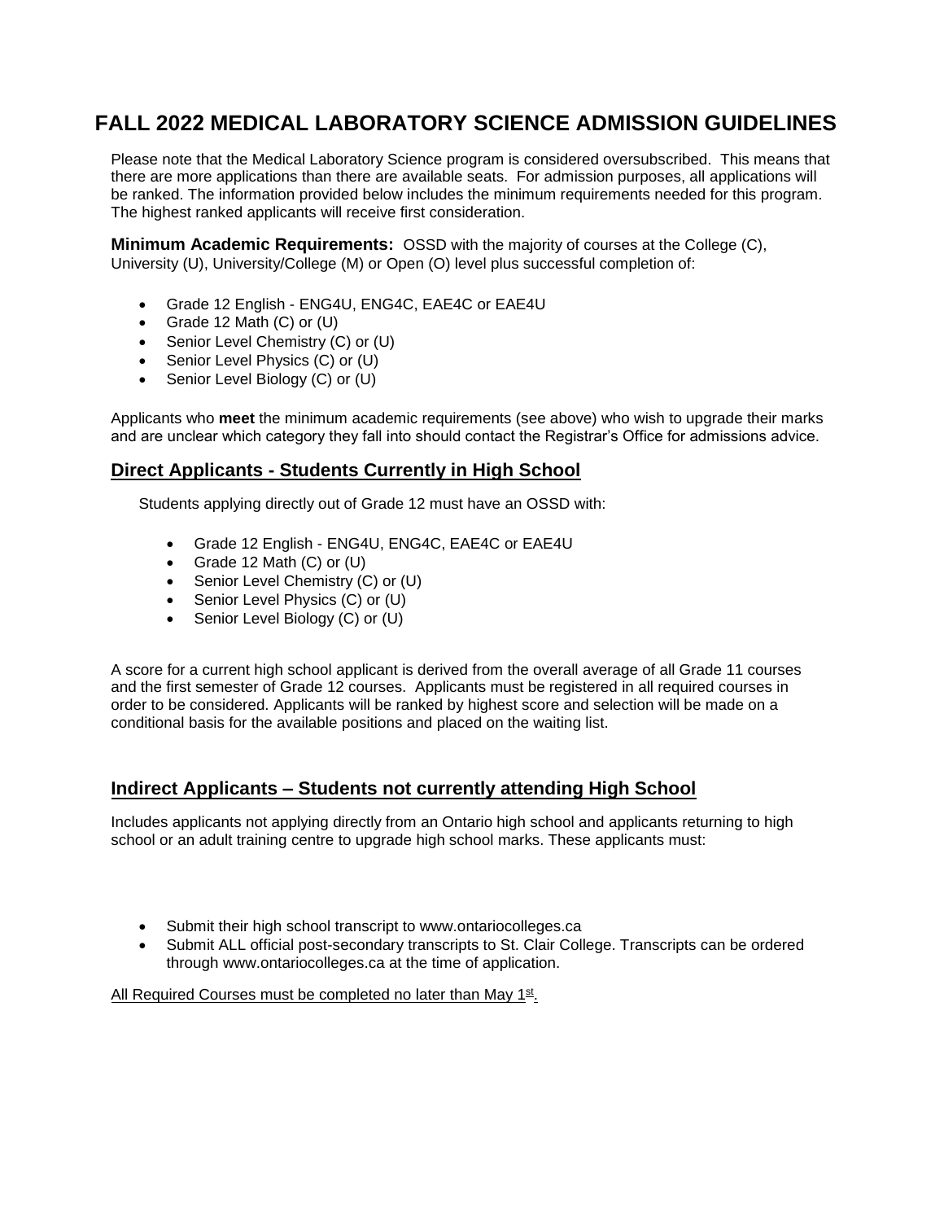# FALL 2022 MEDICAL LABORATORY SCIENCE ADMISSION GUIDELINES

Please note that the Medical Laboratory Science program is considered oversubscribed. This means that there are more applications than there are available seats. For admission purposes, all applications will be ranked. The information provided below includes the minimum requirements needed for this program. The highest ranked applicants will receive first consideration.

**Minimum Academic Requirements:** OSSD with the majority of courses at the College (C), University (U), University/College (M) or Open (O) level plus successful completion of:

- Grade 12 English - ENG4U, ENG4C, EAE4C or EAE4U
- Grade 12 Math (C) or (U)
- Senior Level Chemistry (C) or (U)
- Senior Level Physics (C) or (U)
- Senior Level Biology (C) or (U)

Applicants who **meet** the minimum academic requirements (see above) who wish to upgrade their marks and are unclear which category they fall into should contact the Registrar's Office for admissions advice.

## Direct Applicants - Students Currently in High School

Students applying directly out of Grade 12 must have an OSSD with:

- Grade 12 English - ENG4U, ENG4C, EAE4C or EAE4U
- Grade 12 Math (C) or (U)
- Senior Level Chemistry (C) or (U)
- Senior Level Physics (C) or (U)
- Senior Level Biology (C) or (U)

A score for a current high school applicant is derived from the overall average of all Grade 11 courses and the first semester of Grade 12 courses. Applicants must be registered in all required courses in order to be considered. Applicants will be ranked by highest score and selection will be made on a conditional basis for the available positions and placed on the waiting list.

## Indirect Applicants – Students not currently attending High School

Includes applicants not applying directly from an Ontario high school and applicants returning to high school or an adult training centre to upgrade high school marks. These applicants must:

- Submit their high school transcript to www.ontariocolleges.ca
- Submit ALL official post-secondary transcripts to St. Clair College. Transcripts can be ordered through www.ontariocolleges.ca at the time of application.

All Required Courses must be completed no later than May 1st.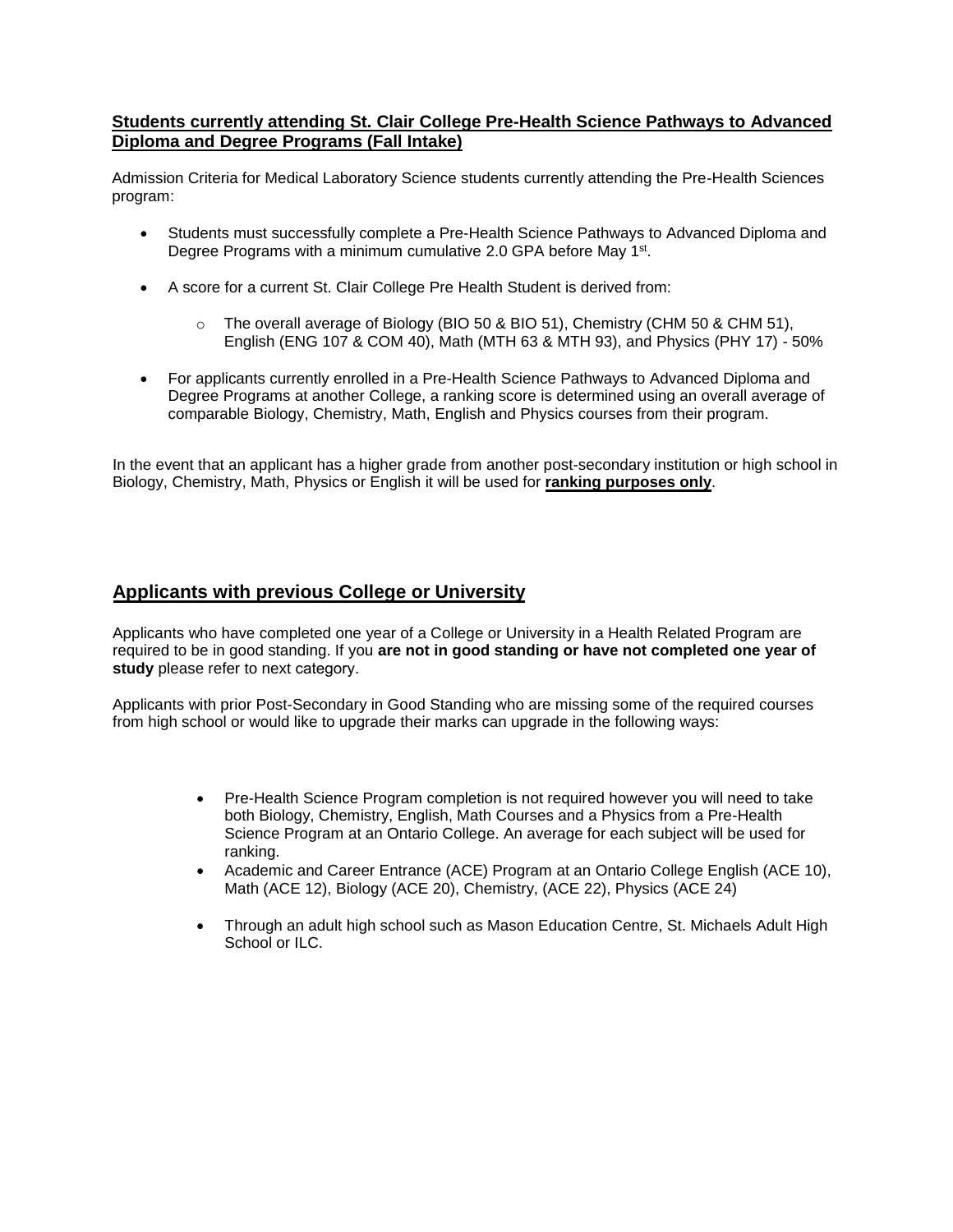## Students currently attending St. Clair College Pre-Health Science Pathways to Advanced Diploma and Degree Programs (Fall Intake)

Admission Criteria for Medical Laboratory Science students currently attending the Pre-Health Sciences program:

- Students must successfully complete a Pre-Health Science Pathways to Advanced Diploma and Degree Programs with a minimum cumulative 2.0 GPA before May 1st.
- A score for a current St. Clair College Pre Health Student is derived from:
  - The overall average of Biology (BIO 50 & BIO 51), Chemistry (CHM 50 & CHM 51), English (ENG 107 & COM 40), Math (MTH 63 & MTH 93), and Physics (PHY 17) - 50%
- For applicants currently enrolled in a Pre-Health Science Pathways to Advanced Diploma and Degree Programs at another College, a ranking score is determined using an overall average of comparable Biology, Chemistry, Math, English and Physics courses from their program.

In the event that an applicant has a higher grade from another post-secondary institution or high school in Biology, Chemistry, Math, Physics or English it will be used for **ranking purposes only**.

## Applicants with previous College or University

Applicants who have completed one year of a College or University in a Health Related Program are required to be in good standing. If you **are not in good standing or have not completed one year of study** please refer to next category.

Applicants with prior Post-Secondary in Good Standing who are missing some of the required courses from high school or would like to upgrade their marks can upgrade in the following ways:

- Pre-Health Science Program completion is not required however you will need to take both Biology, Chemistry, English, Math Courses and a Physics from a Pre-Health Science Program at an Ontario College. An average for each subject will be used for ranking.
- Academic and Career Entrance (ACE) Program at an Ontario College English (ACE 10), Math (ACE 12), Biology (ACE 20), Chemistry, (ACE 22), Physics (ACE 24)
- Through an adult high school such as Mason Education Centre, St. Michaels Adult High School or ILC.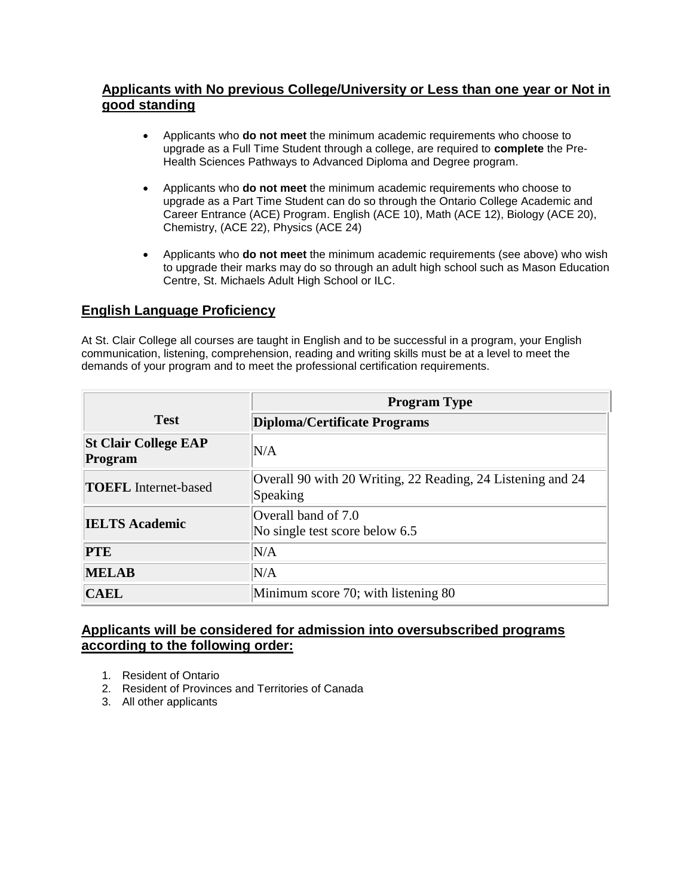## Applicants with No previous College/University or Less than one year or Not in good standing

- Applicants who **do not meet** the minimum academic requirements who choose to upgrade as a Full Time Student through a college, are required to **complete** the Pre-Health Sciences Pathways to Advanced Diploma and Degree program.
- Applicants who **do not meet** the minimum academic requirements who choose to upgrade as a Part Time Student can do so through the Ontario College Academic and Career Entrance (ACE) Program. English (ACE 10), Math (ACE 12), Biology (ACE 20), Chemistry, (ACE 22), Physics (ACE 24)
- Applicants who **do not meet** the minimum academic requirements (see above) who wish to upgrade their marks may do so through an adult high school such as Mason Education Centre, St. Michaels Adult High School or ILC.

## English Language Proficiency

At St. Clair College all courses are taught in English and to be successful in a program, your English communication, listening, comprehension, reading and writing skills must be at a level to meet the demands of your program and to meet the professional certification requirements.

| Test | Program Type |
|---|---|
| | **Diploma/Certificate Programs** |
| **St Clair College EAP Program** | N/A |
| **TOEFL** Internet-based | Overall 90 with 20 Writing, 22 Reading, 24 Listening and 24 Speaking |
| **IELTS Academic** | Overall band of 7.0<br>No single test score below 6.5 |
| **PTE** | N/A |
| **MELAB** | N/A |
| **CAEL** | Minimum score 70; with listening 80 |

## Applicants will be considered for admission into oversubscribed programs according to the following order:

1. Resident of Ontario
2. Resident of Provinces and Territories of Canada
3. All other applicants